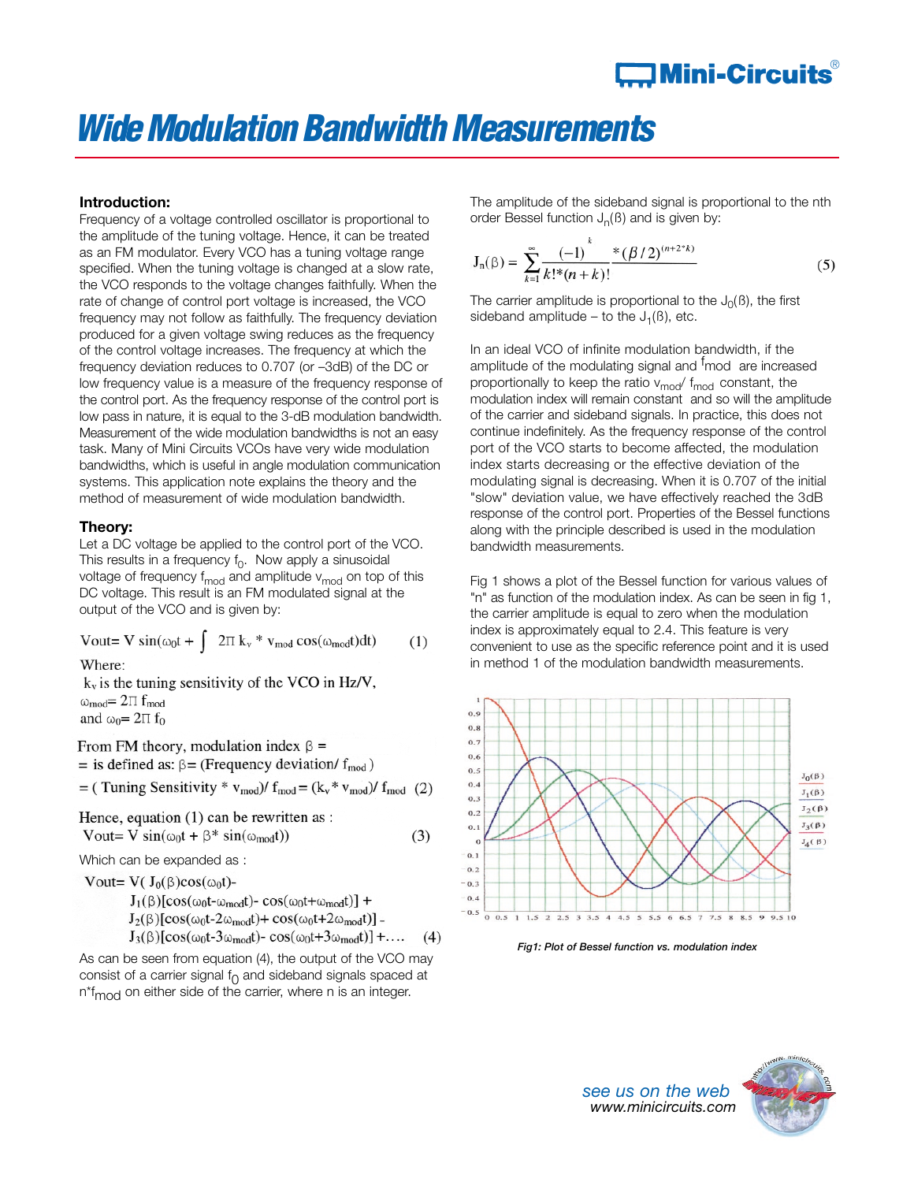# Wide Modulation Bandwidth Measurements

## Introduction:

Frequency of a voltage controlled oscillator is proportional to the amplitude of the tuning voltage. Hence, it can be treated as an FM modulator. Every VCO has a tuning voltage range specified. When the tuning voltage is changed at a slow rate, the VCO responds to the voltage changes faithfully. When the rate of change of control port voltage is increased, the VCO frequency may not follow as faithfully. The frequency deviation produced for a given voltage swing reduces as the frequency of the control voltage increases. The frequency at which the frequency deviation reduces to 0.707 (or –3dB) of the DC or low frequency value is a measure of the frequency response of the control port. As the frequency response of the control port is low pass in nature, it is equal to the 3-dB modulation bandwidth. Measurement of the wide modulation bandwidths is not an easy task. Many of Mini Circuits VCOs have very wide modulation bandwidths, which is useful in angle modulation communication systems. This application note explains the theory and the method of measurement of wide modulation bandwidth.

## Theory:

Let a DC voltage be applied to the control port of the VCO. This results in a frequency $f_0$. Now apply a sinusoidal voltage of frequency $f_{mod}$ and amplitude $v_{mod}$ on top of this DC voltage. This result is an FM modulated signal at the output of the VCO and is given by:

$$Vout = V \sin(\omega_0 t + \int 2\Pi\, k_v * v_{mod} \cos(\omega_{mod} t) dt) \qquad (1)$$

Where:

$k_v$ is the tuning sensitivity of the VCO in Hz/V,

$\omega_{mod} = 2\Pi\, f_{mod}$

and $\omega_0 = 2\Pi\, f_0$

From FM theory, modulation index $\beta$ =

= is defined as: $\beta$= (Frequency deviation/ $f_{mod}$ )

$$= (\text{Tuning Sensitivity} * v_{mod}) / f_{mod} = (k_v * v_{mod}) / f_{mod} \qquad (2)$$

Hence, equation (1) can be rewritten as :

$$Vout = V \sin(\omega_0 t + \beta * \sin(\omega_{mod} t)) \qquad (3)$$

Which can be expanded as :

$$\begin{aligned} Vout = V( & J_0(\beta)\cos(\omega_0 t) - \\ & J_1(\beta)[\cos(\omega_0 t - \omega_{mod} t) - \cos(\omega_0 t + \omega_{mod} t)] + \\ & J_2(\beta)[\cos(\omega_0 t - 2\omega_{mod} t) + \cos(\omega_0 t + 2\omega_{mod} t)] - \\ & J_3(\beta)[\cos(\omega_0 t - 3\omega_{mod} t) - \cos(\omega_0 t + 3\omega_{mod} t)] + \ldots \end{aligned} \qquad (4)$$

As can be seen from equation (4), the output of the VCO may consist of a carrier signal $f_0$ and sideband signals spaced at $n*f_{mod}$ on either side of the carrier, where n is an integer.

The amplitude of the sideband signal is proportional to the nth order Bessel function $J_n(\beta)$ and is given by:

$$J_n(\beta) = \sum_{k=1}^{\infty} \frac{(-1)^k * (\beta/2)^{(n+2*k)}}{k! * (n+k)!} \qquad (5)$$

The carrier amplitude is proportional to the $J_0(\beta)$, the first sideband amplitude – to the $J_1(\beta)$, etc.

In an ideal VCO of infinite modulation bandwidth, if the amplitude of the modulating signal and $f_{mod}$ are increased proportionally to keep the ratio $v_{mod}/f_{mod}$ constant, the modulation index will remain constant and so will the amplitude of the carrier and sideband signals. In practice, this does not continue indefinitely. As the frequency response of the control port of the VCO starts to become affected, the modulation index starts decreasing or the effective deviation of the modulating signal is decreasing. When it is 0.707 of the initial "slow" deviation value, we have effectively reached the 3dB response of the control port. Properties of the Bessel functions along with the principle described is used in the modulation bandwidth measurements.

Fig 1 shows a plot of the Bessel function for various values of "n" as function of the modulation index. As can be seen in fig 1, the carrier amplitude is equal to zero when the modulation index is approximately equal to 2.4. This feature is very convenient to use as the specific reference point and it is used in method 1 of the modulation bandwidth measurements.

*Fig1: Plot of Bessel function vs. modulation index*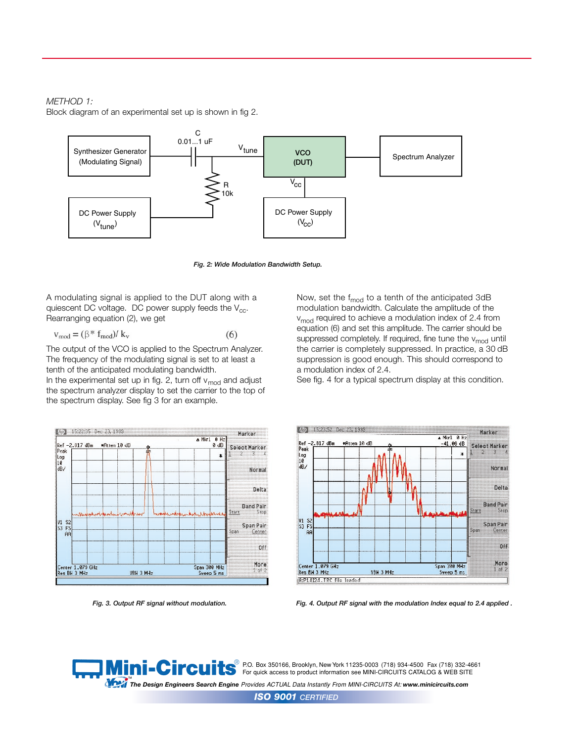*METHOD 1:*

Block diagram of an experimental set up is shown in fig 2.

*Fig. 2: Wide Modulation Bandwidth Setup.*

A modulating signal is applied to the DUT along with a quiescent DC voltage. DC power supply feeds the $V_{cc}$. Rearranging equation (2), we get

$$v_{mod} = (\beta * f_{mod}) / k_v \qquad (6)$$

The output of the VCO is applied to the Spectrum Analyzer. The frequency of the modulating signal is set to at least a tenth of the anticipated modulating bandwidth.

In the experimental set up in fig. 2, turn off $v_{mod}$ and adjust the spectrum analyzer display to set the carrier to the top of the spectrum display. See fig 3 for an example.

Now, set the $f_{mod}$ to a tenth of the anticipated 3dB modulation bandwidth. Calculate the amplitude of the $v_{mod}$ required to achieve a modulation index of 2.4 from equation (6) and set this amplitude. The carrier should be suppressed completely. If required, fine tune the $v_{mod}$ until the carrier is completely suppressed. In practice, a 30 dB suppression is good enough. This should correspond to a modulation index of 2.4.

See fig. 4 for a typical spectrum display at this condition.

*Fig. 3. Output RF signal without modulation.*

*Fig. 4. Output RF signal with the modulation Index equal to 2.4 applied .*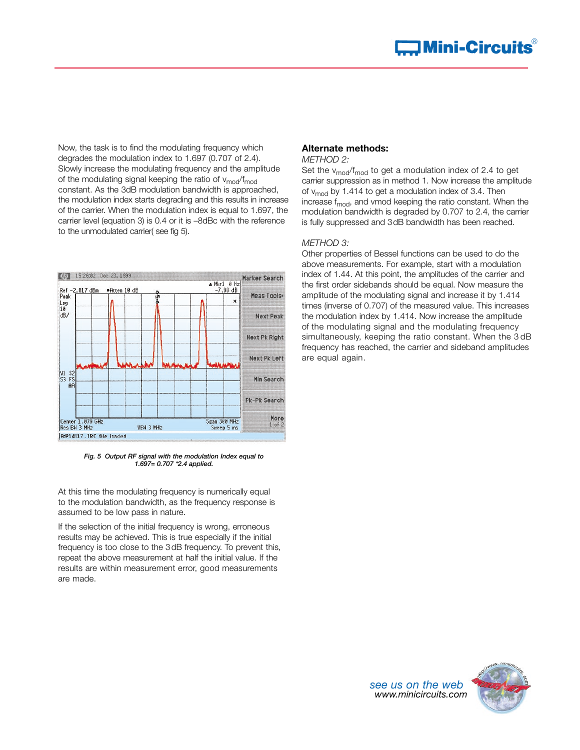Now, the task is to find the modulating frequency which degrades the modulation index to 1.697 (0.707 of 2.4). Slowly increase the modulating frequency and the amplitude of the modulating signal keeping the ratio of $v_{mod}/f_{mod}$ constant. As the 3dB modulation bandwidth is approached, the modulation index starts degrading and this results in increase of the carrier. When the modulation index is equal to 1.697, the carrier level (equation 3) is 0.4 or it is –8dBc with the reference to the unmodulated carrier( see fig 5).

15:28:02 Dec 23, 1999

Ref -2.817 dBm
Atten 10 dB
Peak
Log
10
dB/
Mkr1 0 Hz
-7.98 dB
V1 S2
S3 FS
AA
Center 1.079 GHz
Res BW 3 MHz
VBW 3 MHz
Span 300 MHz
Sweep 5 ms
A:P14117.TRC file loaded

Marker Search
Meas Tools
Next Peak
Next Pk Right
Next Pk Left
Min Search
Pk-Pk Search
More 1 of 2

*Fig. 5 Output RF signal with the modulation Index equal to 1.697= 0.707 \*2.4 applied.*

At this time the modulating frequency is numerically equal to the modulation bandwidth, as the frequency response is assumed to be low pass in nature.

If the selection of the initial frequency is wrong, erroneous results may be achieved. This is true especially if the initial frequency is too close to the 3dB frequency. To prevent this, repeat the above measurement at half the initial value. If the results are within measurement error, good measurements are made.

**Alternate methods:**

*METHOD 2:*

Set the $v_{mod}/f_{mod}$ to get a modulation index of 2.4 to get carrier suppression as in method 1. Now increase the amplitude of $v_{mod}$ by 1.414 to get a modulation index of 3.4. Then increase $f_{mod}$, and vmod keeping the ratio constant. When the modulation bandwidth is degraded by 0.707 to 2.4, the carrier is fully suppressed and 3dB bandwidth has reached.

*METHOD 3:*

Other properties of Bessel functions can be used to do the above measurements. For example, start with a modulation index of 1.44. At this point, the amplitudes of the carrier and the first order sidebands should be equal. Now measure the amplitude of the modulating signal and increase it by 1.414 times (inverse of 0.707) of the measured value. This increases the modulation index by 1.414. Now increase the amplitude of the modulating signal and the modulating frequency simultaneously, keeping the ratio constant. When the 3dB frequency has reached, the carrier and sideband amplitudes are equal again.